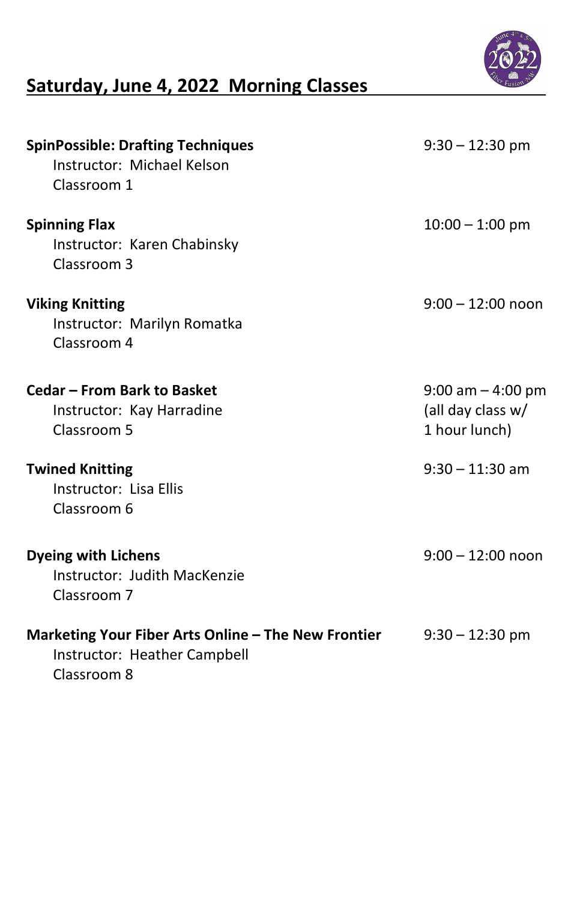## Saturday, June 4, 2022  Morning Classes

**SpinPossible: Drafting Techniques** — 9:30 – 12:30 pm
Instructor:  Michael Kelson
Classroom 1

**Spinning Flax** — 10:00 – 1:00 pm
Instructor:  Karen Chabinsky
Classroom 3

**Viking Knitting** — 9:00 – 12:00 noon
Instructor:  Marilyn Romatka
Classroom 4

**Cedar – From Bark to Basket** — 9:00 am – 4:00 pm (all day class w/ 1 hour lunch)
Instructor:  Kay Harradine
Classroom 5

**Twined Knitting** — 9:30 – 11:30 am
Instructor:  Lisa Ellis
Classroom 6

**Dyeing with Lichens** — 9:00 – 12:00 noon
Instructor:  Judith MacKenzie
Classroom 7

**Marketing Your Fiber Arts Online – The New Frontier** — 9:30 – 12:30 pm
Instructor:  Heather Campbell
Classroom 8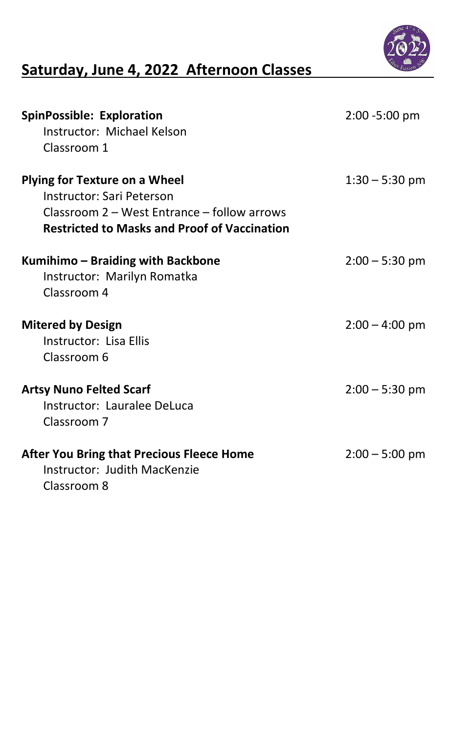## Saturday, June 4, 2022 Afternoon Classes

**SpinPossible: Exploration** — 2:00 -5:00 pm
Instructor: Michael Kelson
Classroom 1

**Plying for Texture on a Wheel** — 1:30 – 5:30 pm
Instructor: Sari Peterson
Classroom 2 – West Entrance – follow arrows
**Restricted to Masks and Proof of Vaccination**

**Kumihimo – Braiding with Backbone** — 2:00 – 5:30 pm
Instructor: Marilyn Romatka
Classroom 4

**Mitered by Design** — 2:00 – 4:00 pm
Instructor: Lisa Ellis
Classroom 6

**Artsy Nuno Felted Scarf** — 2:00 – 5:30 pm
Instructor: Lauralee DeLuca
Classroom 7

**After You Bring that Precious Fleece Home** — 2:00 – 5:00 pm
Instructor: Judith MacKenzie
Classroom 8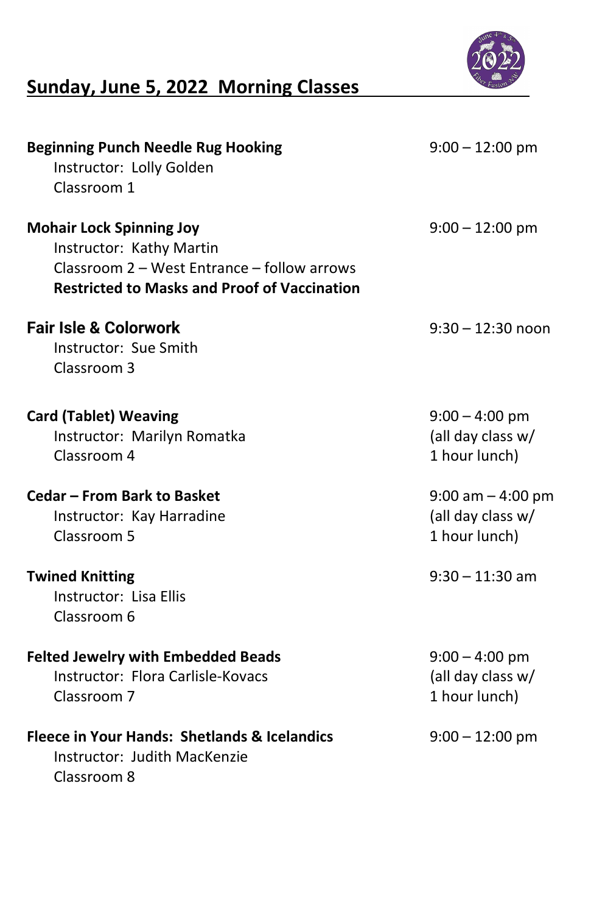# Sunday, June 5, 2022 Morning Classes

**Beginning Punch Needle Rug Hooking** — 9:00 – 12:00 pm
Instructor: Lolly Golden
Classroom 1

**Mohair Lock Spinning Joy** — 9:00 – 12:00 pm
Instructor: Kathy Martin
Classroom 2 – West Entrance – follow arrows
**Restricted to Masks and Proof of Vaccination**

**Fair Isle & Colorwork** — 9:30 – 12:30 noon
Instructor: Sue Smith
Classroom 3

**Card (Tablet) Weaving** — 9:00 – 4:00 pm (all day class w/ 1 hour lunch)
Instructor: Marilyn Romatka
Classroom 4

**Cedar – From Bark to Basket** — 9:00 am – 4:00 pm (all day class w/ 1 hour lunch)
Instructor: Kay Harradine
Classroom 5

**Twined Knitting** — 9:30 – 11:30 am
Instructor: Lisa Ellis
Classroom 6

**Felted Jewelry with Embedded Beads** — 9:00 – 4:00 pm (all day class w/ 1 hour lunch)
Instructor: Flora Carlisle-Kovacs
Classroom 7

**Fleece in Your Hands: Shetlands & Icelandics** — 9:00 – 12:00 pm
Instructor: Judith MacKenzie
Classroom 8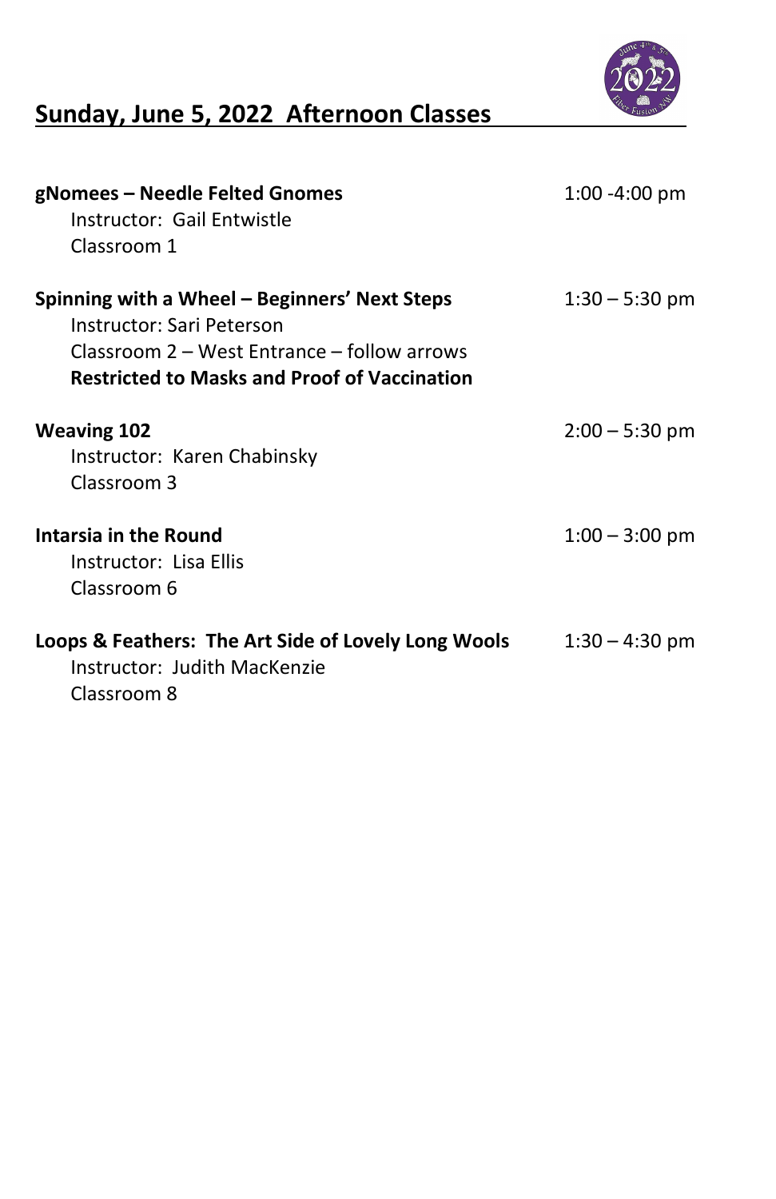## Sunday, June 5, 2022  Afternoon Classes

**gNomees – Needle Felted Gnomes** 1:00 -4:00 pm
Instructor:  Gail Entwistle
Classroom 1

**Spinning with a Wheel – Beginners' Next Steps** 1:30 – 5:30 pm
Instructor: Sari Peterson
Classroom 2 – West Entrance – follow arrows
**Restricted to Masks and Proof of Vaccination**

**Weaving 102** 2:00 – 5:30 pm
Instructor:  Karen Chabinsky
Classroom 3

**Intarsia in the Round** 1:00 – 3:00 pm
Instructor:  Lisa Ellis
Classroom 6

**Loops & Feathers:  The Art Side of Lovely Long Wools** 1:30 – 4:30 pm
Instructor:  Judith MacKenzie
Classroom 8